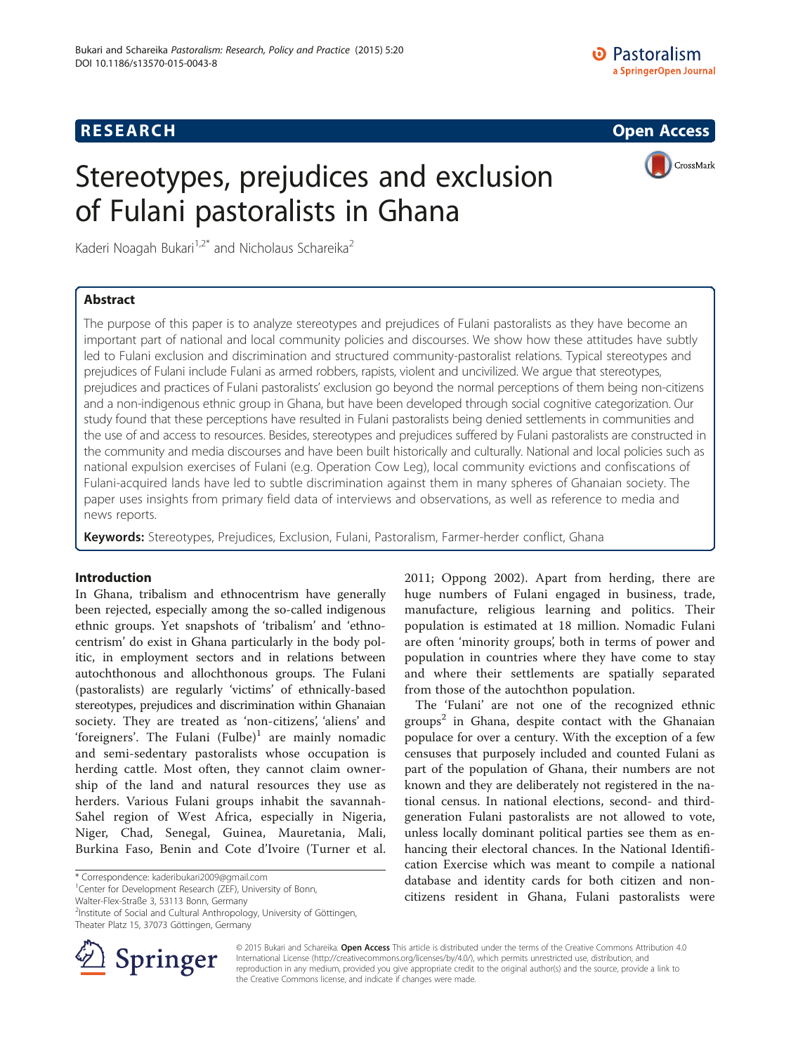RESEARCH

Open Access

# Stereotypes, prejudices and exclusion of Fulani pastoralists in Ghana

Kaderi Noagah Bukari[1,2*] and Nicholaus Schareika[2]

## Abstract

The purpose of this paper is to analyze stereotypes and prejudices of Fulani pastoralists as they have become an important part of national and local community policies and discourses. We show how these attitudes have subtly led to Fulani exclusion and discrimination and structured community-pastoralist relations. Typical stereotypes and prejudices of Fulani include Fulani as armed robbers, rapists, violent and uncivilized. We argue that stereotypes, prejudices and practices of Fulani pastoralists' exclusion go beyond the normal perceptions of them being non-citizens and a non-indigenous ethnic group in Ghana, but have been developed through social cognitive categorization. Our study found that these perceptions have resulted in Fulani pastoralists being denied settlements in communities and the use of and access to resources. Besides, stereotypes and prejudices suffered by Fulani pastoralists are constructed in the community and media discourses and have been built historically and culturally. National and local policies such as national expulsion exercises of Fulani (e.g. Operation Cow Leg), local community evictions and confiscations of Fulani-acquired lands have led to subtle discrimination against them in many spheres of Ghanaian society. The paper uses insights from primary field data of interviews and observations, as well as reference to media and news reports.

**Keywords:** Stereotypes, Prejudices, Exclusion, Fulani, Pastoralism, Farmer-herder conflict, Ghana

## Introduction

In Ghana, tribalism and ethnocentrism have generally been rejected, especially among the so-called indigenous ethnic groups. Yet snapshots of 'tribalism' and 'ethnocentrism' do exist in Ghana particularly in the body politic, in employment sectors and in relations between autochthonous and allochthonous groups. The Fulani (pastoralists) are regularly 'victims' of ethnically-based stereotypes, prejudices and discrimination within Ghanaian society. They are treated as 'non-citizens', 'aliens' and 'foreigners'. The Fulani (Fulbe)[1] are mainly nomadic and semi-sedentary pastoralists whose occupation is herding cattle. Most often, they cannot claim ownership of the land and natural resources they use as herders. Various Fulani groups inhabit the savannah-Sahel region of West Africa, especially in Nigeria, Niger, Chad, Senegal, Guinea, Mauretania, Mali, Burkina Faso, Benin and Cote d'Ivoire (Turner et al. 2011; Oppong 2002). Apart from herding, there are huge numbers of Fulani engaged in business, trade, manufacture, religious learning and politics. Their population is estimated at 18 million. Nomadic Fulani are often 'minority groups', both in terms of power and population in countries where they have come to stay and where their settlements are spatially separated from those of the autochthon population.

The 'Fulani' are not one of the recognized ethnic groups[2] in Ghana, despite contact with the Ghanaian populace for over a century. With the exception of a few censuses that purposely included and counted Fulani as part of the population of Ghana, their numbers are not known and they are deliberately not registered in the national census. In national elections, second- and third-generation Fulani pastoralists are not allowed to vote, unless locally dominant political parties see them as enhancing their electoral chances. In the National Identification Exercise which was meant to compile a national database and identity cards for both citizen and non-citizens resident in Ghana, Fulani pastoralists were

\* Correspondence: kaderibukari2009@gmail.com
[1]Center for Development Research (ZEF), University of Bonn, Walter-Flex-Straße 3, 53113 Bonn, Germany
[2]Institute of Social and Cultural Anthropology, University of Göttingen, Theater Platz 15, 37073 Göttingen, Germany

© 2015 Bukari and Schareika. **Open Access** This article is distributed under the terms of the Creative Commons Attribution 4.0 International License (http://creativecommons.org/licenses/by/4.0/), which permits unrestricted use, distribution, and reproduction in any medium, provided you give appropriate credit to the original author(s) and the source, provide a link to the Creative Commons license, and indicate if changes were made.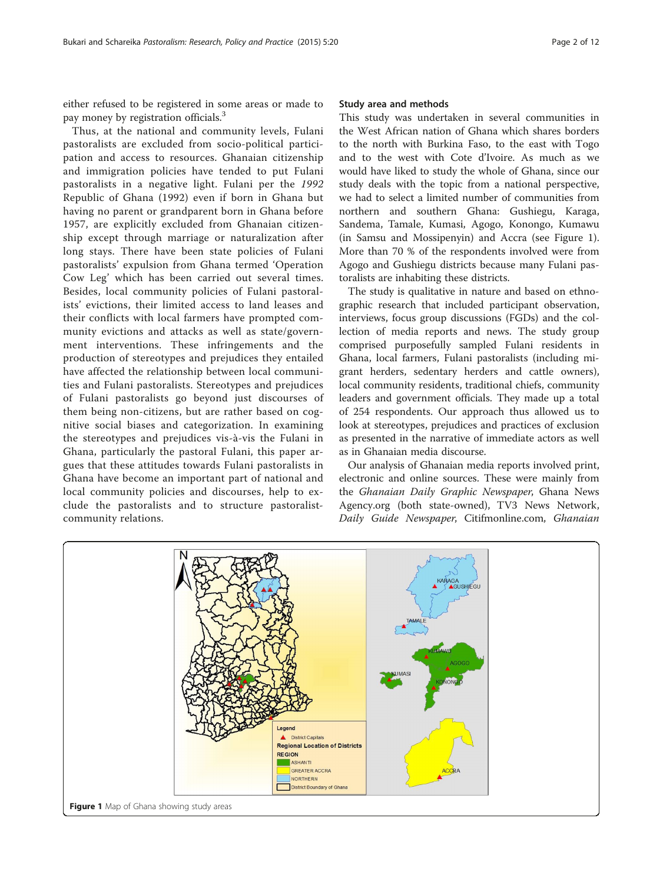either refused to be registered in some areas or made to pay money by registration officials.[3]

Thus, at the national and community levels, Fulani pastoralists are excluded from socio-political participation and access to resources. Ghanaian citizenship and immigration policies have tended to put Fulani pastoralists in a negative light. Fulani per the *1992* Republic of Ghana (1992) even if born in Ghana but having no parent or grandparent born in Ghana before 1957, are explicitly excluded from Ghanaian citizenship except through marriage or naturalization after long stays. There have been state policies of Fulani pastoralists' expulsion from Ghana termed 'Operation Cow Leg' which has been carried out several times. Besides, local community policies of Fulani pastoralists' evictions, their limited access to land leases and their conflicts with local farmers have prompted community evictions and attacks as well as state/government interventions. These infringements and the production of stereotypes and prejudices they entailed have affected the relationship between local communities and Fulani pastoralists. Stereotypes and prejudices of Fulani pastoralists go beyond just discourses of them being non-citizens, but are rather based on cognitive social biases and categorization. In examining the stereotypes and prejudices vis-à-vis the Fulani in Ghana, particularly the pastoral Fulani, this paper argues that these attitudes towards Fulani pastoralists in Ghana have become an important part of national and local community policies and discourses, help to exclude the pastoralists and to structure pastoralist-community relations.

## Study area and methods

This study was undertaken in several communities in the West African nation of Ghana which shares borders to the north with Burkina Faso, to the east with Togo and to the west with Cote d'Ivoire. As much as we would have liked to study the whole of Ghana, since our study deals with the topic from a national perspective, we had to select a limited number of communities from northern and southern Ghana: Gushiegu, Karaga, Sandema, Tamale, Kumasi, Agogo, Konongo, Kumawu (in Samsu and Mossipenyin) and Accra (see Figure 1). More than 70 % of the respondents involved were from Agogo and Gushiegu districts because many Fulani pastoralists are inhabiting these districts.

The study is qualitative in nature and based on ethnographic research that included participant observation, interviews, focus group discussions (FGDs) and the collection of media reports and news. The study group comprised purposefully sampled Fulani residents in Ghana, local farmers, Fulani pastoralists (including migrant herders, sedentary herders and cattle owners), local community residents, traditional chiefs, community leaders and government officials. They made up a total of 254 respondents. Our approach thus allowed us to look at stereotypes, prejudices and practices of exclusion as presented in the narrative of immediate actors as well as in Ghanaian media discourse.

Our analysis of Ghanaian media reports involved print, electronic and online sources. These were mainly from the *Ghanaian Daily Graphic Newspaper*, Ghana News Agency.org (both state-owned), TV3 News Network, *Daily Guide Newspaper*, Citifmonline.com, *Ghanaian*

N

KARAGA
GUSHIEGU
TAMALE
KUMAWU
AGOGO
KUMASI
KONONGO
ACCRA

Legend
District Capitals
Regional Location of Districts
REGION
ASHANTI
GREATER ACCRA
NORTHERN
District Boundary of Ghana

**Figure 1** Map of Ghana showing study areas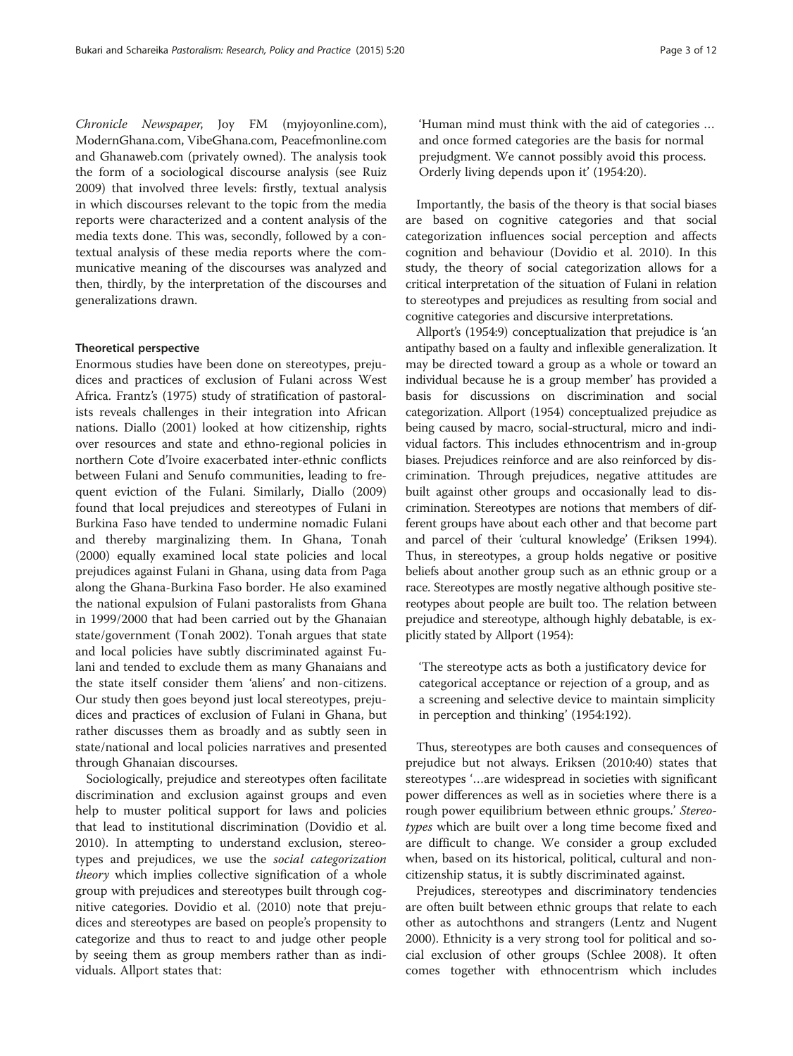*Chronicle Newspaper*, Joy FM (myjoyonline.com), ModernGhana.com, VibeGhana.com, Peacefmonline.com and Ghanaweb.com (privately owned). The analysis took the form of a sociological discourse analysis (see Ruiz 2009) that involved three levels: firstly, textual analysis in which discourses relevant to the topic from the media reports were characterized and a content analysis of the media texts done. This was, secondly, followed by a contextual analysis of these media reports where the communicative meaning of the discourses was analyzed and then, thirdly, by the interpretation of the discourses and generalizations drawn.

#### Theoretical perspective

Enormous studies have been done on stereotypes, prejudices and practices of exclusion of Fulani across West Africa. Frantz's (1975) study of stratification of pastoralists reveals challenges in their integration into African nations. Diallo (2001) looked at how citizenship, rights over resources and state and ethno-regional policies in northern Cote d'Ivoire exacerbated inter-ethnic conflicts between Fulani and Senufo communities, leading to frequent eviction of the Fulani. Similarly, Diallo (2009) found that local prejudices and stereotypes of Fulani in Burkina Faso have tended to undermine nomadic Fulani and thereby marginalizing them. In Ghana, Tonah (2000) equally examined local state policies and local prejudices against Fulani in Ghana, using data from Paga along the Ghana-Burkina Faso border. He also examined the national expulsion of Fulani pastoralists from Ghana in 1999/2000 that had been carried out by the Ghanaian state/government (Tonah 2002). Tonah argues that state and local policies have subtly discriminated against Fulani and tended to exclude them as many Ghanaians and the state itself consider them 'aliens' and non-citizens. Our study then goes beyond just local stereotypes, prejudices and practices of exclusion of Fulani in Ghana, but rather discusses them as broadly and as subtly seen in state/national and local policies narratives and presented through Ghanaian discourses.

Sociologically, prejudice and stereotypes often facilitate discrimination and exclusion against groups and even help to muster political support for laws and policies that lead to institutional discrimination (Dovidio et al. 2010). In attempting to understand exclusion, stereotypes and prejudices, we use the *social categorization theory* which implies collective signification of a whole group with prejudices and stereotypes built through cognitive categories. Dovidio et al. (2010) note that prejudices and stereotypes are based on people's propensity to categorize and thus to react to and judge other people by seeing them as group members rather than as individuals. Allport states that:

> 'Human mind must think with the aid of categories … and once formed categories are the basis for normal prejudgment. We cannot possibly avoid this process. Orderly living depends upon it' (1954:20).

Importantly, the basis of the theory is that social biases are based on cognitive categories and that social categorization influences social perception and affects cognition and behaviour (Dovidio et al. 2010). In this study, the theory of social categorization allows for a critical interpretation of the situation of Fulani in relation to stereotypes and prejudices as resulting from social and cognitive categories and discursive interpretations.

Allport's (1954:9) conceptualization that prejudice is 'an antipathy based on a faulty and inflexible generalization. It may be directed toward a group as a whole or toward an individual because he is a group member' has provided a basis for discussions on discrimination and social categorization. Allport (1954) conceptualized prejudice as being caused by macro, social-structural, micro and individual factors. This includes ethnocentrism and in-group biases. Prejudices reinforce and are also reinforced by discrimination. Through prejudices, negative attitudes are built against other groups and occasionally lead to discrimination. Stereotypes are notions that members of different groups have about each other and that become part and parcel of their 'cultural knowledge' (Eriksen 1994). Thus, in stereotypes, a group holds negative or positive beliefs about another group such as an ethnic group or a race. Stereotypes are mostly negative although positive stereotypes about people are built too. The relation between prejudice and stereotype, although highly debatable, is explicitly stated by Allport (1954):

> 'The stereotype acts as both a justificatory device for categorical acceptance or rejection of a group, and as a screening and selective device to maintain simplicity in perception and thinking' (1954:192).

Thus, stereotypes are both causes and consequences of prejudice but not always. Eriksen (2010:40) states that stereotypes '…are widespread in societies with significant power differences as well as in societies where there is a rough power equilibrium between ethnic groups.' *Stereotypes* which are built over a long time become fixed and are difficult to change. We consider a group excluded when, based on its historical, political, cultural and non-citizenship status, it is subtly discriminated against.

Prejudices, stereotypes and discriminatory tendencies are often built between ethnic groups that relate to each other as autochthons and strangers (Lentz and Nugent 2000). Ethnicity is a very strong tool for political and social exclusion of other groups (Schlee 2008). It often comes together with ethnocentrism which includes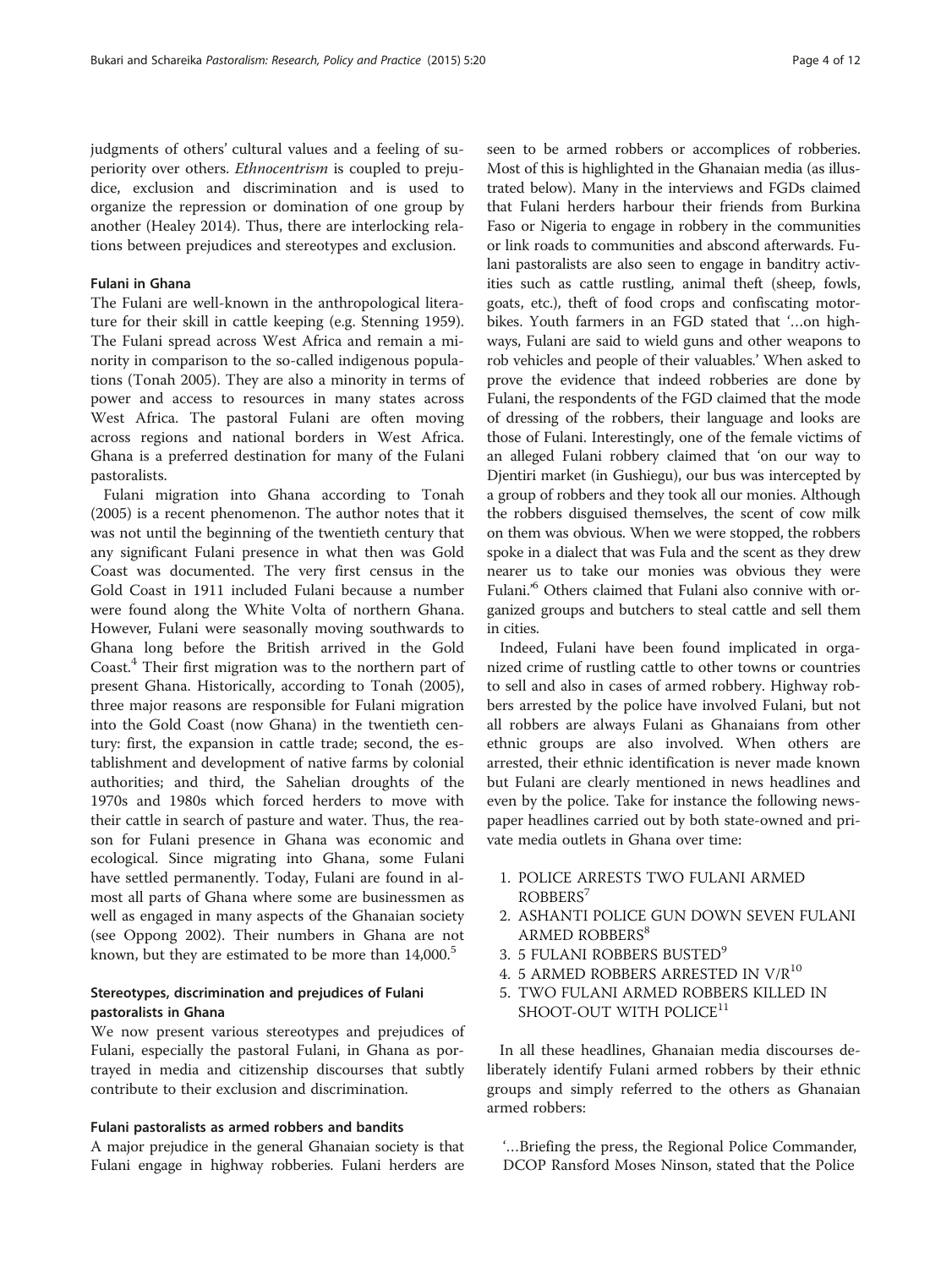judgments of others' cultural values and a feeling of superiority over others. *Ethnocentrism* is coupled to prejudice, exclusion and discrimination and is used to organize the repression or domination of one group by another (Healey 2014). Thus, there are interlocking relations between prejudices and stereotypes and exclusion.

### Fulani in Ghana

The Fulani are well-known in the anthropological literature for their skill in cattle keeping (e.g. Stenning 1959). The Fulani spread across West Africa and remain a minority in comparison to the so-called indigenous populations (Tonah 2005). They are also a minority in terms of power and access to resources in many states across West Africa. The pastoral Fulani are often moving across regions and national borders in West Africa. Ghana is a preferred destination for many of the Fulani pastoralists.

Fulani migration into Ghana according to Tonah (2005) is a recent phenomenon. The author notes that it was not until the beginning of the twentieth century that any significant Fulani presence in what then was Gold Coast was documented. The very first census in the Gold Coast in 1911 included Fulani because a number were found along the White Volta of northern Ghana. However, Fulani were seasonally moving southwards to Ghana long before the British arrived in the Gold Coast.[4] Their first migration was to the northern part of present Ghana. Historically, according to Tonah (2005), three major reasons are responsible for Fulani migration into the Gold Coast (now Ghana) in the twentieth century: first, the expansion in cattle trade; second, the establishment and development of native farms by colonial authorities; and third, the Sahelian droughts of the 1970s and 1980s which forced herders to move with their cattle in search of pasture and water. Thus, the reason for Fulani presence in Ghana was economic and ecological. Since migrating into Ghana, some Fulani have settled permanently. Today, Fulani are found in almost all parts of Ghana where some are businessmen as well as engaged in many aspects of the Ghanaian society (see Oppong 2002). Their numbers in Ghana are not known, but they are estimated to be more than 14,000.[5]

### Stereotypes, discrimination and prejudices of Fulani pastoralists in Ghana

We now present various stereotypes and prejudices of Fulani, especially the pastoral Fulani, in Ghana as portrayed in media and citizenship discourses that subtly contribute to their exclusion and discrimination.

#### Fulani pastoralists as armed robbers and bandits

A major prejudice in the general Ghanaian society is that Fulani engage in highway robberies. Fulani herders are seen to be armed robbers or accomplices of robberies. Most of this is highlighted in the Ghanaian media (as illustrated below). Many in the interviews and FGDs claimed that Fulani herders harbour their friends from Burkina Faso or Nigeria to engage in robbery in the communities or link roads to communities and abscond afterwards. Fulani pastoralists are also seen to engage in banditry activities such as cattle rustling, animal theft (sheep, fowls, goats, etc.), theft of food crops and confiscating motorbikes. Youth farmers in an FGD stated that '…on highways, Fulani are said to wield guns and other weapons to rob vehicles and people of their valuables.' When asked to prove the evidence that indeed robberies are done by Fulani, the respondents of the FGD claimed that the mode of dressing of the robbers, their language and looks are those of Fulani. Interestingly, one of the female victims of an alleged Fulani robbery claimed that 'on our way to Djentiri market (in Gushiegu), our bus was intercepted by a group of robbers and they took all our monies. Although the robbers disguised themselves, the scent of cow milk on them was obvious. When we were stopped, the robbers spoke in a dialect that was Fula and the scent as they drew nearer us to take our monies was obvious they were Fulani.'[6] Others claimed that Fulani also connive with organized groups and butchers to steal cattle and sell them in cities.

Indeed, Fulani have been found implicated in organized crime of rustling cattle to other towns or countries to sell and also in cases of armed robbery. Highway robbers arrested by the police have involved Fulani, but not all robbers are always Fulani as Ghanaians from other ethnic groups are also involved. When others are arrested, their ethnic identification is never made known but Fulani are clearly mentioned in news headlines and even by the police. Take for instance the following newspaper headlines carried out by both state-owned and private media outlets in Ghana over time:

1. POLICE ARRESTS TWO FULANI ARMED ROBBERS[7]
2. ASHANTI POLICE GUN DOWN SEVEN FULANI ARMED ROBBERS[8]
3. 5 FULANI ROBBERS BUSTED[9]
4. 5 ARMED ROBBERS ARRESTED IN V/R[10]
5. TWO FULANI ARMED ROBBERS KILLED IN SHOOT-OUT WITH POLICE[11]

In all these headlines, Ghanaian media discourses deliberately identify Fulani armed robbers by their ethnic groups and simply referred to the others as Ghanaian armed robbers:

'…Briefing the press, the Regional Police Commander, DCOP Ransford Moses Ninson, stated that the Police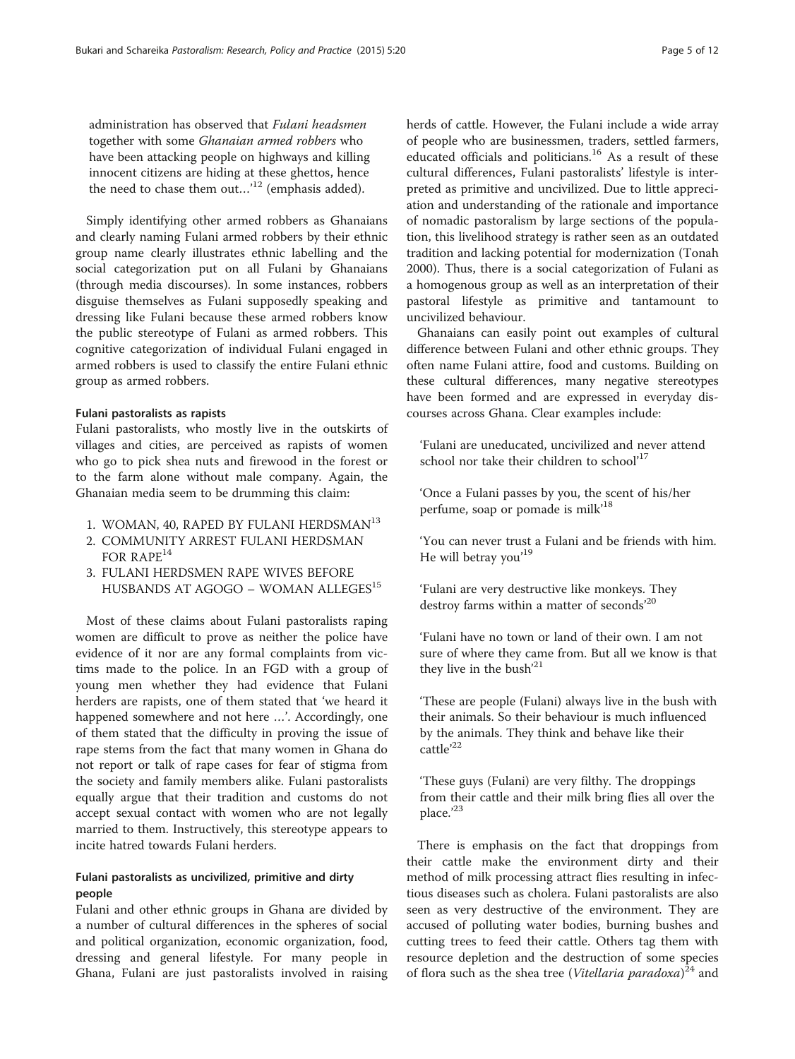administration has observed that *Fulani headsmen* together with some *Ghanaian armed robbers* who have been attacking people on highways and killing innocent citizens are hiding at these ghettos, hence the need to chase them out…'[12] (emphasis added).

Simply identifying other armed robbers as Ghanaians and clearly naming Fulani armed robbers by their ethnic group name clearly illustrates ethnic labelling and the social categorization put on all Fulani by Ghanaians (through media discourses). In some instances, robbers disguise themselves as Fulani supposedly speaking and dressing like Fulani because these armed robbers know the public stereotype of Fulani as armed robbers. This cognitive categorization of individual Fulani engaged in armed robbers is used to classify the entire Fulani ethnic group as armed robbers.

#### Fulani pastoralists as rapists

Fulani pastoralists, who mostly live in the outskirts of villages and cities, are perceived as rapists of women who go to pick shea nuts and firewood in the forest or to the farm alone without male company. Again, the Ghanaian media seem to be drumming this claim:

1. WOMAN, 40, RAPED BY FULANI HERDSMAN[13]
2. COMMUNITY ARREST FULANI HERDSMAN FOR RAPE[14]
3. FULANI HERDSMEN RAPE WIVES BEFORE HUSBANDS AT AGOGO – WOMAN ALLEGES[15]

Most of these claims about Fulani pastoralists raping women are difficult to prove as neither the police have evidence of it nor are any formal complaints from victims made to the police. In an FGD with a group of young men whether they had evidence that Fulani herders are rapists, one of them stated that 'we heard it happened somewhere and not here …'. Accordingly, one of them stated that the difficulty in proving the issue of rape stems from the fact that many women in Ghana do not report or talk of rape cases for fear of stigma from the society and family members alike. Fulani pastoralists equally argue that their tradition and customs do not accept sexual contact with women who are not legally married to them. Instructively, this stereotype appears to incite hatred towards Fulani herders.

### Fulani pastoralists as uncivilized, primitive and dirty people

Fulani and other ethnic groups in Ghana are divided by a number of cultural differences in the spheres of social and political organization, economic organization, food, dressing and general lifestyle. For many people in Ghana, Fulani are just pastoralists involved in raising herds of cattle. However, the Fulani include a wide array of people who are businessmen, traders, settled farmers, educated officials and politicians.[16] As a result of these cultural differences, Fulani pastoralists' lifestyle is interpreted as primitive and uncivilized. Due to little appreciation and understanding of the rationale and importance of nomadic pastoralism by large sections of the population, this livelihood strategy is rather seen as an outdated tradition and lacking potential for modernization (Tonah 2000). Thus, there is a social categorization of Fulani as a homogenous group as well as an interpretation of their pastoral lifestyle as primitive and tantamount to uncivilized behaviour.

Ghanaians can easily point out examples of cultural difference between Fulani and other ethnic groups. They often name Fulani attire, food and customs. Building on these cultural differences, many negative stereotypes have been formed and are expressed in everyday discourses across Ghana. Clear examples include:

'Fulani are uneducated, uncivilized and never attend school nor take their children to school'[17]

'Once a Fulani passes by you, the scent of his/her perfume, soap or pomade is milk'[18]

'You can never trust a Fulani and be friends with him. He will betray you'[19]

'Fulani are very destructive like monkeys. They destroy farms within a matter of seconds'[20]

'Fulani have no town or land of their own. I am not sure of where they came from. But all we know is that they live in the bush'[21]

'These are people (Fulani) always live in the bush with their animals. So their behaviour is much influenced by the animals. They think and behave like their cattle'[22]

'These guys (Fulani) are very filthy. The droppings from their cattle and their milk bring flies all over the place.'[23]

There is emphasis on the fact that droppings from their cattle make the environment dirty and their method of milk processing attract flies resulting in infectious diseases such as cholera. Fulani pastoralists are also seen as very destructive of the environment. They are accused of polluting water bodies, burning bushes and cutting trees to feed their cattle. Others tag them with resource depletion and the destruction of some species of flora such as the shea tree (*Vitellaria paradoxa*)[24] and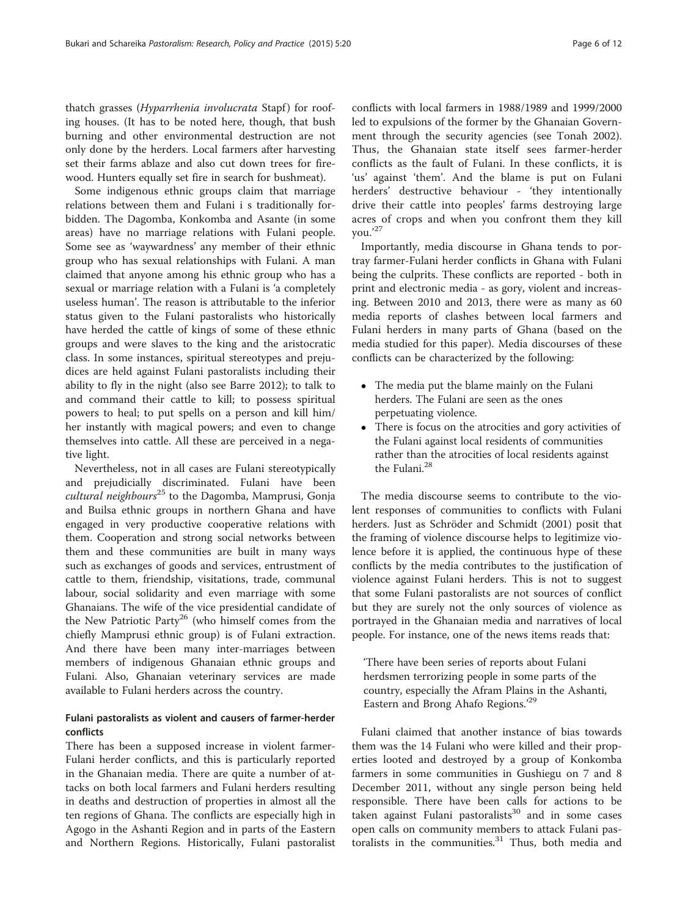thatch grasses (*Hyparrhenia involucrata* Stapf) for roofing houses. (It has to be noted here, though, that bush burning and other environmental destruction are not only done by the herders. Local farmers after harvesting set their farms ablaze and also cut down trees for firewood. Hunters equally set fire in search for bushmeat).

Some indigenous ethnic groups claim that marriage relations between them and Fulani i s traditionally forbidden. The Dagomba, Konkomba and Asante (in some areas) have no marriage relations with Fulani people. Some see as 'waywardness' any member of their ethnic group who has sexual relationships with Fulani. A man claimed that anyone among his ethnic group who has a sexual or marriage relation with a Fulani is 'a completely useless human'. The reason is attributable to the inferior status given to the Fulani pastoralists who historically have herded the cattle of kings of some of these ethnic groups and were slaves to the king and the aristocratic class. In some instances, spiritual stereotypes and prejudices are held against Fulani pastoralists including their ability to fly in the night (also see Barre 2012); to talk to and command their cattle to kill; to possess spiritual powers to heal; to put spells on a person and kill him/her instantly with magical powers; and even to change themselves into cattle. All these are perceived in a negative light.

Nevertheless, not in all cases are Fulani stereotypically and prejudicially discriminated. Fulani have been *cultural neighbours*[25] to the Dagomba, Mamprusi, Gonja and Builsa ethnic groups in northern Ghana and have engaged in very productive cooperative relations with them. Cooperation and strong social networks between them and these communities are built in many ways such as exchanges of goods and services, entrustment of cattle to them, friendship, visitations, trade, communal labour, social solidarity and even marriage with some Ghanaians. The wife of the vice presidential candidate of the New Patriotic Party[26] (who himself comes from the chiefly Mamprusi ethnic group) is of Fulani extraction. And there have been many inter-marriages between members of indigenous Ghanaian ethnic groups and Fulani. Also, Ghanaian veterinary services are made available to Fulani herders across the country.

### Fulani pastoralists as violent and causers of farmer-herder conflicts

There has been a supposed increase in violent farmer-Fulani herder conflicts, and this is particularly reported in the Ghanaian media. There are quite a number of attacks on both local farmers and Fulani herders resulting in deaths and destruction of properties in almost all the ten regions of Ghana. The conflicts are especially high in Agogo in the Ashanti Region and in parts of the Eastern and Northern Regions. Historically, Fulani pastoralist conflicts with local farmers in 1988/1989 and 1999/2000 led to expulsions of the former by the Ghanaian Government through the security agencies (see Tonah 2002). Thus, the Ghanaian state itself sees farmer-herder conflicts as the fault of Fulani. In these conflicts, it is 'us' against 'them'. And the blame is put on Fulani herders' destructive behaviour - 'they intentionally drive their cattle into peoples' farms destroying large acres of crops and when you confront them they kill you.'[27]

Importantly, media discourse in Ghana tends to portray farmer-Fulani herder conflicts in Ghana with Fulani being the culprits. These conflicts are reported - both in print and electronic media - as gory, violent and increasing. Between 2010 and 2013, there were as many as 60 media reports of clashes between local farmers and Fulani herders in many parts of Ghana (based on the media studied for this paper). Media discourses of these conflicts can be characterized by the following:

- The media put the blame mainly on the Fulani herders. The Fulani are seen as the ones perpetuating violence.
- There is focus on the atrocities and gory activities of the Fulani against local residents of communities rather than the atrocities of local residents against the Fulani.[28]

The media discourse seems to contribute to the violent responses of communities to conflicts with Fulani herders. Just as Schröder and Schmidt (2001) posit that the framing of violence discourse helps to legitimize violence before it is applied, the continuous hype of these conflicts by the media contributes to the justification of violence against Fulani herders. This is not to suggest that some Fulani pastoralists are not sources of conflict but they are surely not the only sources of violence as portrayed in the Ghanaian media and narratives of local people. For instance, one of the news items reads that:

> 'There have been series of reports about Fulani herdsmen terrorizing people in some parts of the country, especially the Afram Plains in the Ashanti, Eastern and Brong Ahafo Regions.'[29]

Fulani claimed that another instance of bias towards them was the 14 Fulani who were killed and their properties looted and destroyed by a group of Konkomba farmers in some communities in Gushiegu on 7 and 8 December 2011, without any single person being held responsible. There have been calls for actions to be taken against Fulani pastoralists[30] and in some cases open calls on community members to attack Fulani pastoralists in the communities.[31] Thus, both media and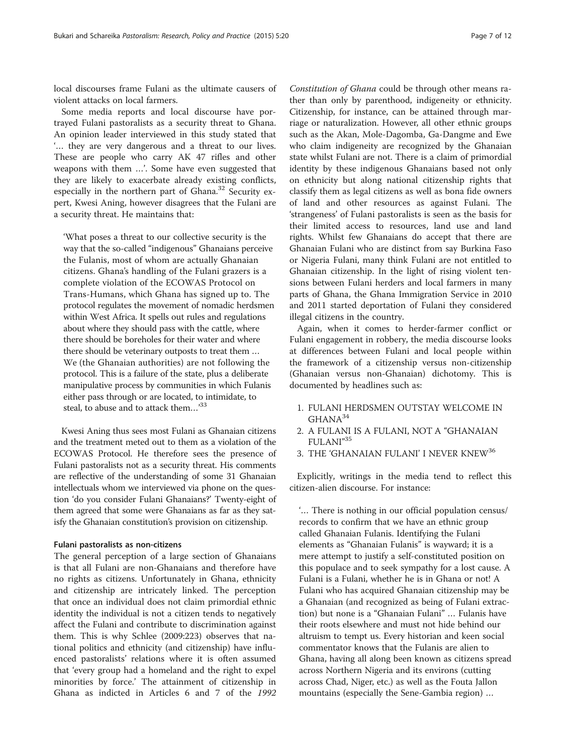local discourses frame Fulani as the ultimate causers of violent attacks on local farmers.

Some media reports and local discourse have portrayed Fulani pastoralists as a security threat to Ghana. An opinion leader interviewed in this study stated that '… they are very dangerous and a threat to our lives. These are people who carry AK 47 rifles and other weapons with them …'. Some have even suggested that they are likely to exacerbate already existing conflicts, especially in the northern part of Ghana.[32] Security expert, Kwesi Aning, however disagrees that the Fulani are a security threat. He maintains that:

> 'What poses a threat to our collective security is the way that the so-called "indigenous" Ghanaians perceive the Fulanis, most of whom are actually Ghanaian citizens. Ghana's handling of the Fulani grazers is a complete violation of the ECOWAS Protocol on Trans-Humans, which Ghana has signed up to. The protocol regulates the movement of nomadic herdsmen within West Africa. It spells out rules and regulations about where they should pass with the cattle, where there should be boreholes for their water and where there should be veterinary outposts to treat them … We (the Ghanaian authorities) are not following the protocol. This is a failure of the state, plus a deliberate manipulative process by communities in which Fulanis either pass through or are located, to intimidate, to steal, to abuse and to attack them…'[33]

Kwesi Aning thus sees most Fulani as Ghanaian citizens and the treatment meted out to them as a violation of the ECOWAS Protocol. He therefore sees the presence of Fulani pastoralists not as a security threat. His comments are reflective of the understanding of some 31 Ghanaian intellectuals whom we interviewed via phone on the question 'do you consider Fulani Ghanaians?' Twenty-eight of them agreed that some were Ghanaians as far as they satisfy the Ghanaian constitution's provision on citizenship.

#### Fulani pastoralists as non-citizens

The general perception of a large section of Ghanaians is that all Fulani are non-Ghanaians and therefore have no rights as citizens. Unfortunately in Ghana, ethnicity and citizenship are intricately linked. The perception that once an individual does not claim primordial ethnic identity the individual is not a citizen tends to negatively affect the Fulani and contribute to discrimination against them. This is why Schlee (2009:223) observes that national politics and ethnicity (and citizenship) have influenced pastoralists' relations where it is often assumed that 'every group had a homeland and the right to expel minorities by force.' The attainment of citizenship in Ghana as indicted in Articles 6 and 7 of the *1992 Constitution of Ghana* could be through other means rather than only by parenthood, indigeneity or ethnicity. Citizenship, for instance, can be attained through marriage or naturalization. However, all other ethnic groups such as the Akan, Mole-Dagomba, Ga-Dangme and Ewe who claim indigeneity are recognized by the Ghanaian state whilst Fulani are not. There is a claim of primordial identity by these indigenous Ghanaians based not only on ethnicity but along national citizenship rights that classify them as legal citizens as well as bona fide owners of land and other resources as against Fulani. The 'strangeness' of Fulani pastoralists is seen as the basis for their limited access to resources, land use and land rights. Whilst few Ghanaians do accept that there are Ghanaian Fulani who are distinct from say Burkina Faso or Nigeria Fulani, many think Fulani are not entitled to Ghanaian citizenship. In the light of rising violent tensions between Fulani herders and local farmers in many parts of Ghana, the Ghana Immigration Service in 2010 and 2011 started deportation of Fulani they considered illegal citizens in the country.

Again, when it comes to herder-farmer conflict or Fulani engagement in robbery, the media discourse looks at differences between Fulani and local people within the framework of a citizenship versus non-citizenship (Ghanaian versus non-Ghanaian) dichotomy. This is documented by headlines such as:

1. FULANI HERDSMEN OUTSTAY WELCOME IN GHANA[34]
2. A FULANI IS A FULANI, NOT A "GHANAIAN FULANI"[35]
3. THE 'GHANAIAN FULANI' I NEVER KNEW[36]

Explicitly, writings in the media tend to reflect this citizen-alien discourse. For instance:

> '… There is nothing in our official population census/records to confirm that we have an ethnic group called Ghanaian Fulanis. Identifying the Fulani elements as "Ghanaian Fulanis" is wayward; it is a mere attempt to justify a self-constituted position on this populace and to seek sympathy for a lost cause. A Fulani is a Fulani, whether he is in Ghana or not! A Fulani who has acquired Ghanaian citizenship may be a Ghanaian (and recognized as being of Fulani extraction) but none is a "Ghanaian Fulani" … Fulanis have their roots elsewhere and must not hide behind our altruism to tempt us. Every historian and keen social commentator knows that the Fulanis are alien to Ghana, having all along been known as citizens spread across Northern Nigeria and its environs (cutting across Chad, Niger, etc.) as well as the Fouta Jallon mountains (especially the Sene-Gambia region) …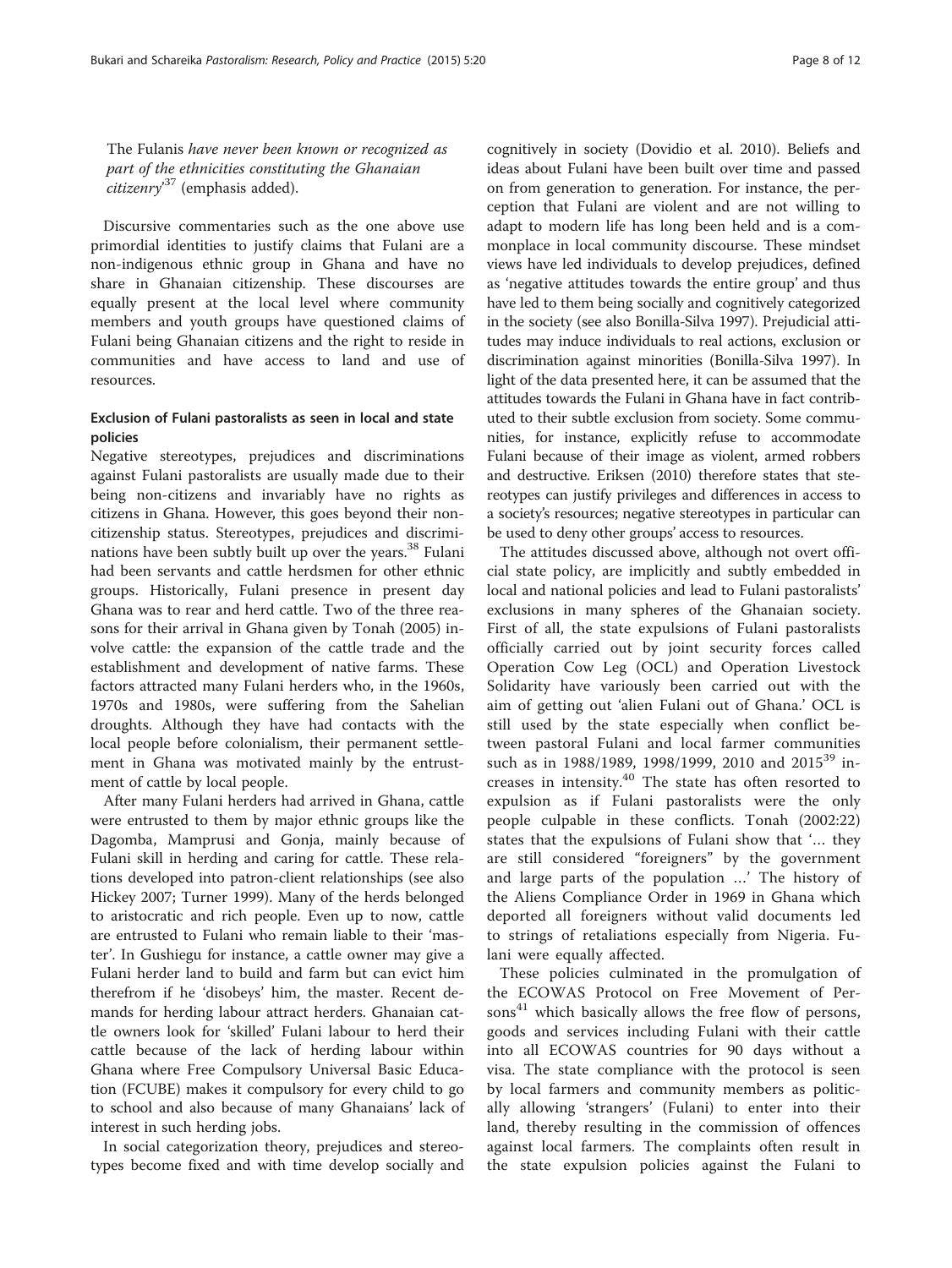The Fulanis *have never been known or recognized as part of the ethnicities constituting the Ghanaian citizenry*'[37] (emphasis added).

Discursive commentaries such as the one above use primordial identities to justify claims that Fulani are a non-indigenous ethnic group in Ghana and have no share in Ghanaian citizenship. These discourses are equally present at the local level where community members and youth groups have questioned claims of Fulani being Ghanaian citizens and the right to reside in communities and have access to land and use of resources.

### Exclusion of Fulani pastoralists as seen in local and state policies

Negative stereotypes, prejudices and discriminations against Fulani pastoralists are usually made due to their being non-citizens and invariably have no rights as citizens in Ghana. However, this goes beyond their non-citizenship status. Stereotypes, prejudices and discriminations have been subtly built up over the years.[38] Fulani had been servants and cattle herdsmen for other ethnic groups. Historically, Fulani presence in present day Ghana was to rear and herd cattle. Two of the three reasons for their arrival in Ghana given by Tonah (2005) involve cattle: the expansion of the cattle trade and the establishment and development of native farms. These factors attracted many Fulani herders who, in the 1960s, 1970s and 1980s, were suffering from the Sahelian droughts. Although they have had contacts with the local people before colonialism, their permanent settlement in Ghana was motivated mainly by the entrustment of cattle by local people.

After many Fulani herders had arrived in Ghana, cattle were entrusted to them by major ethnic groups like the Dagomba, Mamprusi and Gonja, mainly because of Fulani skill in herding and caring for cattle. These relations developed into patron-client relationships (see also Hickey 2007; Turner 1999). Many of the herds belonged to aristocratic and rich people. Even up to now, cattle are entrusted to Fulani who remain liable to their 'master'. In Gushiegu for instance, a cattle owner may give a Fulani herder land to build and farm but can evict him therefrom if he 'disobeys' him, the master. Recent demands for herding labour attract herders. Ghanaian cattle owners look for 'skilled' Fulani labour to herd their cattle because of the lack of herding labour within Ghana where Free Compulsory Universal Basic Education (FCUBE) makes it compulsory for every child to go to school and also because of many Ghanaians' lack of interest in such herding jobs.

In social categorization theory, prejudices and stereotypes become fixed and with time develop socially and cognitively in society (Dovidio et al. 2010). Beliefs and ideas about Fulani have been built over time and passed on from generation to generation. For instance, the perception that Fulani are violent and are not willing to adapt to modern life has long been held and is a commonplace in local community discourse. These mindset views have led individuals to develop prejudices, defined as 'negative attitudes towards the entire group' and thus have led to them being socially and cognitively categorized in the society (see also Bonilla-Silva 1997). Prejudicial attitudes may induce individuals to real actions, exclusion or discrimination against minorities (Bonilla-Silva 1997). In light of the data presented here, it can be assumed that the attitudes towards the Fulani in Ghana have in fact contributed to their subtle exclusion from society. Some communities, for instance, explicitly refuse to accommodate Fulani because of their image as violent, armed robbers and destructive. Eriksen (2010) therefore states that stereotypes can justify privileges and differences in access to a society's resources; negative stereotypes in particular can be used to deny other groups' access to resources.

The attitudes discussed above, although not overt official state policy, are implicitly and subtly embedded in local and national policies and lead to Fulani pastoralists' exclusions in many spheres of the Ghanaian society. First of all, the state expulsions of Fulani pastoralists officially carried out by joint security forces called Operation Cow Leg (OCL) and Operation Livestock Solidarity have variously been carried out with the aim of getting out 'alien Fulani out of Ghana.' OCL is still used by the state especially when conflict between pastoral Fulani and local farmer communities such as in 1988/1989, 1998/1999, 2010 and 2015[39] increases in intensity.[40] The state has often resorted to expulsion as if Fulani pastoralists were the only people culpable in these conflicts. Tonah (2002:22) states that the expulsions of Fulani show that '… they are still considered "foreigners" by the government and large parts of the population …' The history of the Aliens Compliance Order in 1969 in Ghana which deported all foreigners without valid documents led to strings of retaliations especially from Nigeria. Fulani were equally affected.

These policies culminated in the promulgation of the ECOWAS Protocol on Free Movement of Persons[41] which basically allows the free flow of persons, goods and services including Fulani with their cattle into all ECOWAS countries for 90 days without a visa. The state compliance with the protocol is seen by local farmers and community members as politically allowing 'strangers' (Fulani) to enter into their land, thereby resulting in the commission of offences against local farmers. The complaints often result in the state expulsion policies against the Fulani to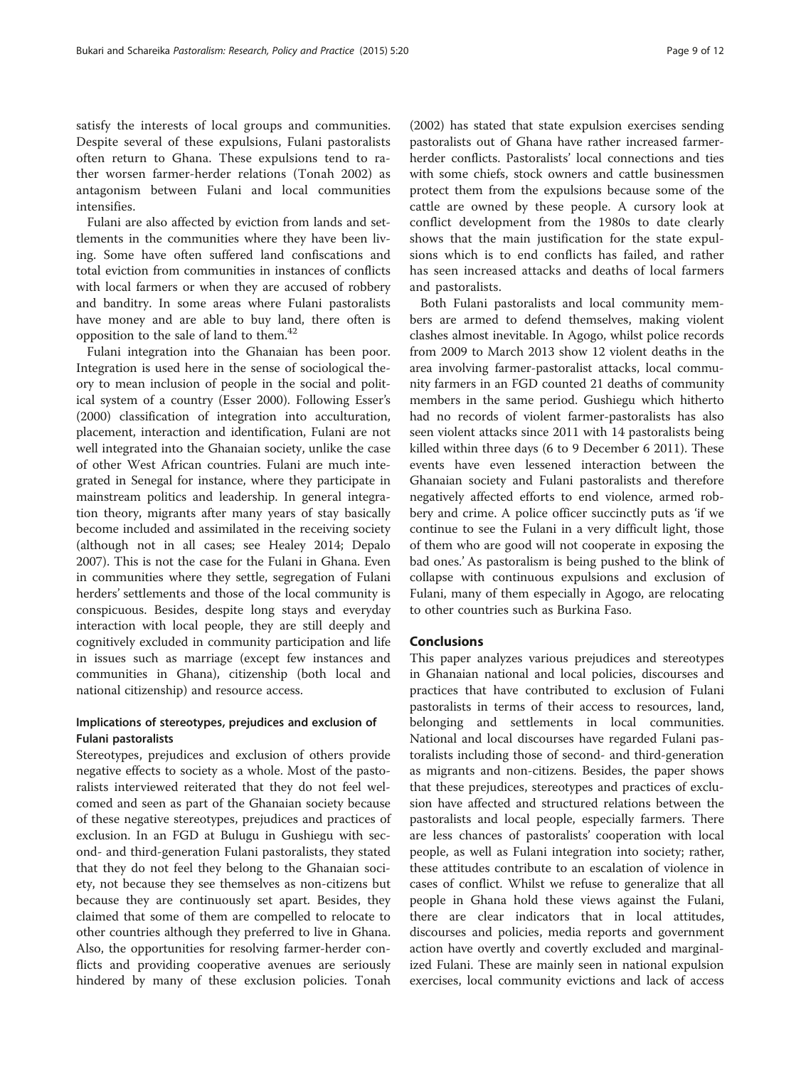satisfy the interests of local groups and communities. Despite several of these expulsions, Fulani pastoralists often return to Ghana. These expulsions tend to rather worsen farmer-herder relations (Tonah 2002) as antagonism between Fulani and local communities intensifies.

Fulani are also affected by eviction from lands and settlements in the communities where they have been living. Some have often suffered land confiscations and total eviction from communities in instances of conflicts with local farmers or when they are accused of robbery and banditry. In some areas where Fulani pastoralists have money and are able to buy land, there often is opposition to the sale of land to them.[42]

Fulani integration into the Ghanaian has been poor. Integration is used here in the sense of sociological theory to mean inclusion of people in the social and political system of a country (Esser 2000). Following Esser's (2000) classification of integration into acculturation, placement, interaction and identification, Fulani are not well integrated into the Ghanaian society, unlike the case of other West African countries. Fulani are much integrated in Senegal for instance, where they participate in mainstream politics and leadership. In general integration theory, migrants after many years of stay basically become included and assimilated in the receiving society (although not in all cases; see Healey 2014; Depalo 2007). This is not the case for the Fulani in Ghana. Even in communities where they settle, segregation of Fulani herders' settlements and those of the local community is conspicuous. Besides, despite long stays and everyday interaction with local people, they are still deeply and cognitively excluded in community participation and life in issues such as marriage (except few instances and communities in Ghana), citizenship (both local and national citizenship) and resource access.

### Implications of stereotypes, prejudices and exclusion of Fulani pastoralists

Stereotypes, prejudices and exclusion of others provide negative effects to society as a whole. Most of the pastoralists interviewed reiterated that they do not feel welcomed and seen as part of the Ghanaian society because of these negative stereotypes, prejudices and practices of exclusion. In an FGD at Bulugu in Gushiegu with second- and third-generation Fulani pastoralists, they stated that they do not feel they belong to the Ghanaian society, not because they see themselves as non-citizens but because they are continuously set apart. Besides, they claimed that some of them are compelled to relocate to other countries although they preferred to live in Ghana. Also, the opportunities for resolving farmer-herder conflicts and providing cooperative avenues are seriously hindered by many of these exclusion policies. Tonah (2002) has stated that state expulsion exercises sending pastoralists out of Ghana have rather increased farmer-herder conflicts. Pastoralists' local connections and ties with some chiefs, stock owners and cattle businessmen protect them from the expulsions because some of the cattle are owned by these people. A cursory look at conflict development from the 1980s to date clearly shows that the main justification for the state expulsions which is to end conflicts has failed, and rather has seen increased attacks and deaths of local farmers and pastoralists.

Both Fulani pastoralists and local community members are armed to defend themselves, making violent clashes almost inevitable. In Agogo, whilst police records from 2009 to March 2013 show 12 violent deaths in the area involving farmer-pastoralist attacks, local community farmers in an FGD counted 21 deaths of community members in the same period. Gushiegu which hitherto had no records of violent farmer-pastoralists has also seen violent attacks since 2011 with 14 pastoralists being killed within three days (6 to 9 December 6 2011). These events have even lessened interaction between the Ghanaian society and Fulani pastoralists and therefore negatively affected efforts to end violence, armed robbery and crime. A police officer succinctly puts as 'if we continue to see the Fulani in a very difficult light, those of them who are good will not cooperate in exposing the bad ones.' As pastoralism is being pushed to the blink of collapse with continuous expulsions and exclusion of Fulani, many of them especially in Agogo, are relocating to other countries such as Burkina Faso.

## Conclusions

This paper analyzes various prejudices and stereotypes in Ghanaian national and local policies, discourses and practices that have contributed to exclusion of Fulani pastoralists in terms of their access to resources, land, belonging and settlements in local communities. National and local discourses have regarded Fulani pastoralists including those of second- and third-generation as migrants and non-citizens. Besides, the paper shows that these prejudices, stereotypes and practices of exclusion have affected and structured relations between the pastoralists and local people, especially farmers. There are less chances of pastoralists' cooperation with local people, as well as Fulani integration into society; rather, these attitudes contribute to an escalation of violence in cases of conflict. Whilst we refuse to generalize that all people in Ghana hold these views against the Fulani, there are clear indicators that in local attitudes, discourses and policies, media reports and government action have overtly and covertly excluded and marginalized Fulani. These are mainly seen in national expulsion exercises, local community evictions and lack of access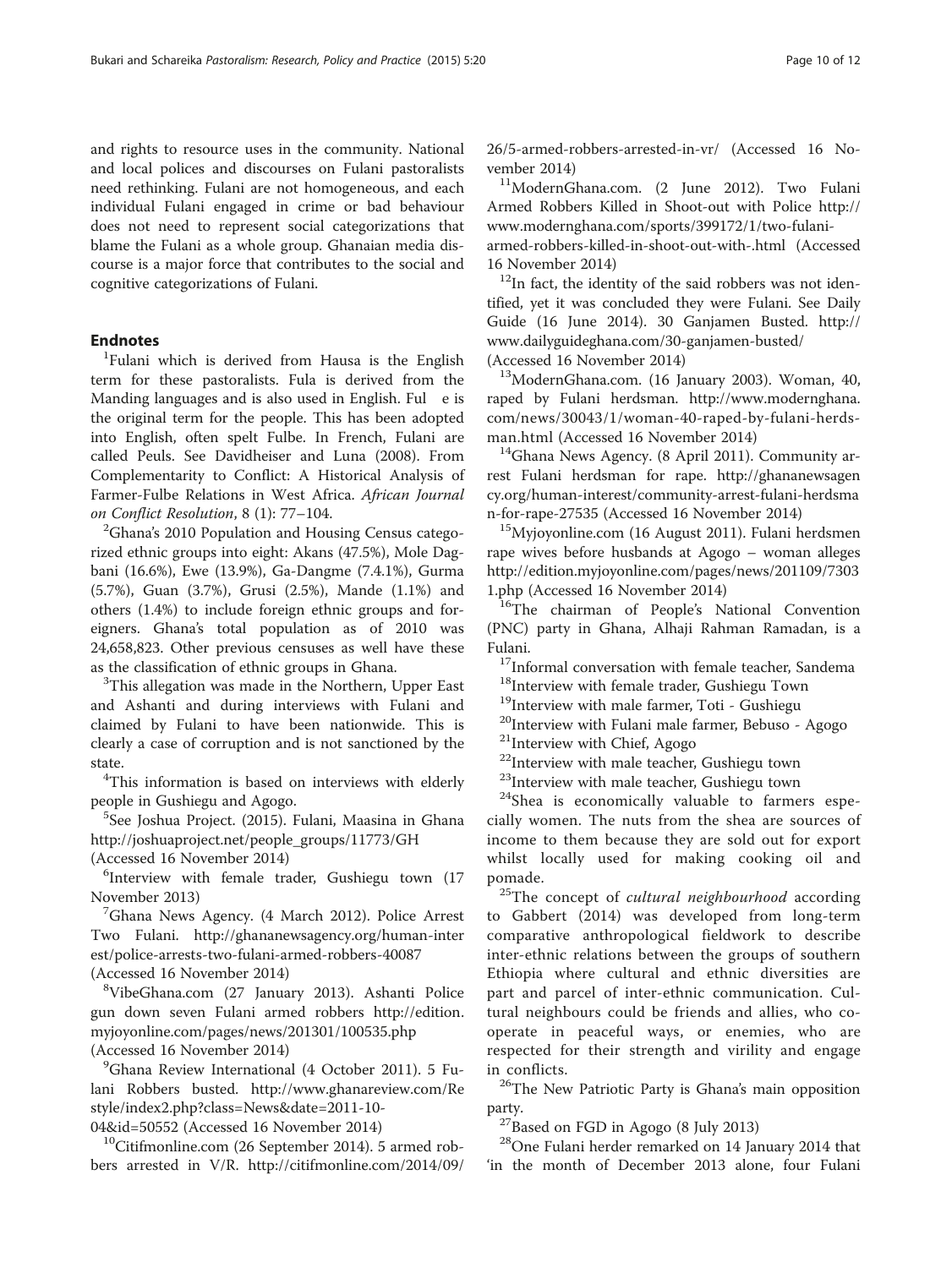and rights to resource uses in the community. National and local polices and discourses on Fulani pastoralists need rethinking. Fulani are not homogeneous, and each individual Fulani engaged in crime or bad behaviour does not need to represent social categorizations that blame the Fulani as a whole group. Ghanaian media discourse is a major force that contributes to the social and cognitive categorizations of Fulani.

## Endnotes

[1]Fulani which is derived from Hausa is the English term for these pastoralists. Fula is derived from the Manding languages and is also used in English. Ful e is the original term for the people. This has been adopted into English, often spelt Fulbe. In French, Fulani are called Peuls. See Davidheiser and Luna (2008). From Complementarity to Conflict: A Historical Analysis of Farmer-Fulbe Relations in West Africa. *African Journal on Conflict Resolution*, 8 (1): 77–104.

[2]Ghana's 2010 Population and Housing Census categorized ethnic groups into eight: Akans (47.5%), Mole Dagbani (16.6%), Ewe (13.9%), Ga-Dangme (7.4.1%), Gurma (5.7%), Guan (3.7%), Grusi (2.5%), Mande (1.1%) and others (1.4%) to include foreign ethnic groups and foreigners. Ghana's total population as of 2010 was 24,658,823. Other previous censuses as well have these as the classification of ethnic groups in Ghana.

[3]This allegation was made in the Northern, Upper East and Ashanti and during interviews with Fulani and claimed by Fulani to have been nationwide. This is clearly a case of corruption and is not sanctioned by the state.

[4]This information is based on interviews with elderly people in Gushiegu and Agogo.

[5]See Joshua Project. (2015). Fulani, Maasina in Ghana http://joshuaproject.net/people_groups/11773/GH (Accessed 16 November 2014)

[6]Interview with female trader, Gushiegu town (17 November 2013)

[7]Ghana News Agency. (4 March 2012). Police Arrest Two Fulani. http://ghananewsagency.org/human-interest/police-arrests-two-fulani-armed-robbers-40087 (Accessed 16 November 2014)

[8]VibeGhana.com (27 January 2013). Ashanti Police gun down seven Fulani armed robbers http://edition.myjoyonline.com/pages/news/201301/100535.php (Accessed 16 November 2014)

[9]Ghana Review International (4 October 2011). 5 Fulani Robbers busted. http://www.ghanareview.com/Restyle/index2.php?class=News&date=2011-10-04&id=50552 (Accessed 16 November 2014)

[10]Citifmonline.com (26 September 2014). 5 armed robbers arrested in V/R. http://citifmonline.com/2014/09/26/5-armed-robbers-arrested-in-vr/ (Accessed 16 November 2014)

[11]ModernGhana.com. (2 June 2012). Two Fulani Armed Robbers Killed in Shoot-out with Police http://www.modernghana.com/sports/399172/1/two-fulani-armed-robbers-killed-in-shoot-out-with-.html (Accessed 16 November 2014)

[12]In fact, the identity of the said robbers was not identified, yet it was concluded they were Fulani. See Daily Guide (16 June 2014). 30 Ganjamen Busted. http://www.dailyguideghana.com/30-ganjamen-busted/ (Accessed 16 November 2014)

[13]ModernGhana.com. (16 January 2003). Woman, 40, raped by Fulani herdsman. http://www.modernghana.com/news/30043/1/woman-40-raped-by-fulani-herdsman.html (Accessed 16 November 2014)

[14]Ghana News Agency. (8 April 2011). Community arrest Fulani herdsman for rape. http://ghananewsagency.org/human-interest/community-arrest-fulani-herdsman-for-rape-27535 (Accessed 16 November 2014)

[15]Myjoyonline.com (16 August 2011). Fulani herdsmen rape wives before husbands at Agogo – woman alleges http://edition.myjoyonline.com/pages/news/201109/73031.php (Accessed 16 November 2014)

[16]The chairman of People's National Convention (PNC) party in Ghana, Alhaji Rahman Ramadan, is a Fulani.

[17]Informal conversation with female teacher, Sandema

[18]Interview with female trader, Gushiegu Town

[19]Interview with male farmer, Toti - Gushiegu

[20]Interview with Fulani male farmer, Bebuso - Agogo

[21]Interview with Chief, Agogo

[22]Interview with male teacher, Gushiegu town

[23]Interview with male teacher, Gushiegu town

[24]Shea is economically valuable to farmers especially women. The nuts from the shea are sources of income to them because they are sold out for export whilst locally used for making cooking oil and pomade.

[25]The concept of *cultural neighbourhood* according to Gabbert (2014) was developed from long-term comparative anthropological fieldwork to describe inter-ethnic relations between the groups of southern Ethiopia where cultural and ethnic diversities are part and parcel of inter-ethnic communication. Cultural neighbours could be friends and allies, who cooperate in peaceful ways, or enemies, who are respected for their strength and virility and engage in conflicts.

[26]The New Patriotic Party is Ghana's main opposition party.

[27]Based on FGD in Agogo (8 July 2013)

[28]One Fulani herder remarked on 14 January 2014 that 'in the month of December 2013 alone, four Fulani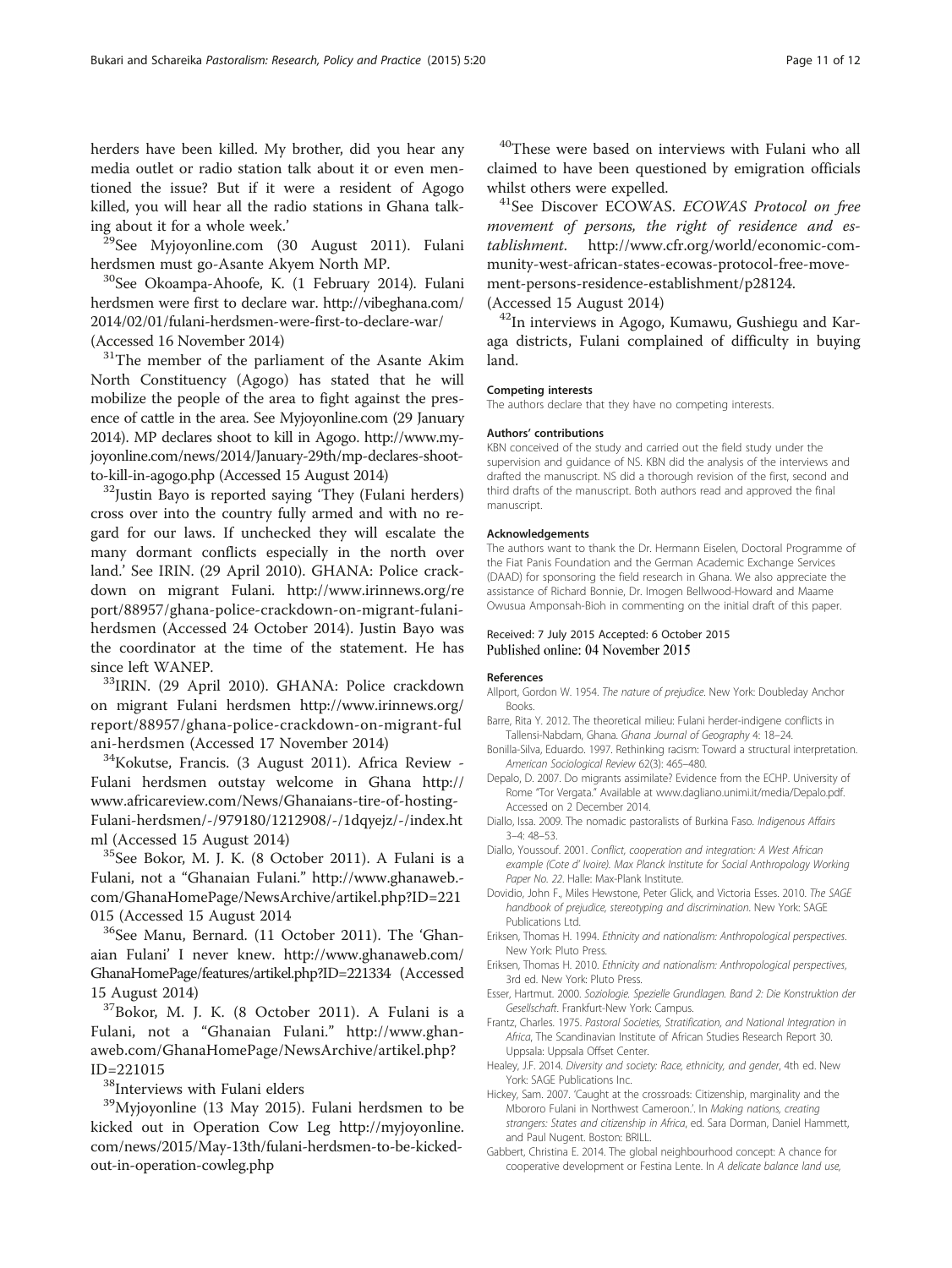herders have been killed. My brother, did you hear any media outlet or radio station talk about it or even mentioned the issue? But if it were a resident of Agogo killed, you will hear all the radio stations in Ghana talking about it for a whole week.'

[29]See Myjoyonline.com (30 August 2011). Fulani herdsmen must go-Asante Akyem North MP.

[30]See Okoampa-Ahoofe, K. (1 February 2014). Fulani herdsmen were first to declare war. http://vibeghana.com/2014/02/01/fulani-herdsmen-were-first-to-declare-war/ (Accessed 16 November 2014)

[31]The member of the parliament of the Asante Akim North Constituency (Agogo) has stated that he will mobilize the people of the area to fight against the presence of cattle in the area. See Myjoyonline.com (29 January 2014). MP declares shoot to kill in Agogo. http://www.myjoyonline.com/news/2014/January-29th/mp-declares-shoot-to-kill-in-agogo.php (Accessed 15 August 2014)

[32]Justin Bayo is reported saying 'They (Fulani herders) cross over into the country fully armed and with no regard for our laws. If unchecked they will escalate the many dormant conflicts especially in the north over land.' See IRIN. (29 April 2010). GHANA: Police crackdown on migrant Fulani. http://www.irinnews.org/report/88957/ghana-police-crackdown-on-migrant-fulani-herdsmen (Accessed 24 October 2014). Justin Bayo was the coordinator at the time of the statement. He has since left WANEP.

[33]IRIN. (29 April 2010). GHANA: Police crackdown on migrant Fulani herdsmen http://www.irinnews.org/report/88957/ghana-police-crackdown-on-migrant-fulani-herdsmen (Accessed 17 November 2014)

[34]Kokutse, Francis. (3 August 2011). Africa Review - Fulani herdsmen outstay welcome in Ghana http://www.africareview.com/News/Ghanaians-tire-of-hosting-Fulani-herdsmen/-/979180/1212908/-/1dqyejz/-/index.html (Accessed 15 August 2014)

[35]See Bokor, M. J. K. (8 October 2011). A Fulani is a Fulani, not a "Ghanaian Fulani." http://www.ghanaweb.com/GhanaHomePage/NewsArchive/artikel.php?ID=221015 (Accessed 15 August 2014

[36]See Manu, Bernard. (11 October 2011). The 'Ghanaian Fulani' I never knew. http://www.ghanaweb.com/GhanaHomePage/features/artikel.php?ID=221334 (Accessed 15 August 2014)

[37]Bokor, M. J. K. (8 October 2011). A Fulani is a Fulani, not a "Ghanaian Fulani." http://www.ghanaweb.com/GhanaHomePage/NewsArchive/artikel.php?ID=221015

[38]Interviews with Fulani elders

[39]Myjoyonline (13 May 2015). Fulani herdsmen to be kicked out in Operation Cow Leg http://myjoyonline.com/news/2015/May-13th/fulani-herdsmen-to-be-kicked-out-in-operation-cowleg.php

[40]These were based on interviews with Fulani who all claimed to have been questioned by emigration officials whilst others were expelled.

[41]See Discover ECOWAS. *ECOWAS Protocol on free movement of persons, the right of residence and establishment.* http://www.cfr.org/world/economic-community-west-african-states-ecowas-protocol-free-movement-persons-residence-establishment/p28124. (Accessed 15 August 2014)

[42]In interviews in Agogo, Kumawu, Gushiegu and Karaga districts, Fulani complained of difficulty in buying land.

#### Competing interests

The authors declare that they have no competing interests.

#### Authors' contributions

KBN conceived of the study and carried out the field study under the supervision and guidance of NS. KBN did the analysis of the interviews and drafted the manuscript. NS did a thorough revision of the first, second and third drafts of the manuscript. Both authors read and approved the final manuscript.

#### Acknowledgements

The authors want to thank the Dr. Hermann Eiselen, Doctoral Programme of the Fiat Panis Foundation and the German Academic Exchange Services (DAAD) for sponsoring the field research in Ghana. We also appreciate the assistance of Richard Bonnie, Dr. Imogen Bellwood-Howard and Maame Owusua Amponsah-Bioh in commenting on the initial draft of this paper.

Received: 7 July 2015 Accepted: 6 October 2015
Published online: 04 November 2015

#### References

Allport, Gordon W. 1954. *The nature of prejudice*. New York: Doubleday Anchor Books.

Barre, Rita Y. 2012. The theoretical milieu: Fulani herder-indigene conflicts in Tallensi-Nabdam, Ghana. *Ghana Journal of Geography* 4: 18–24.

Bonilla-Silva, Eduardo. 1997. Rethinking racism: Toward a structural interpretation. *American Sociological Review* 62(3): 465–480.

Depalo, D. 2007. Do migrants assimilate? Evidence from the ECHP. University of Rome "Tor Vergata." Available at www.dagliano.unimi.it/media/Depalo.pdf. Accessed on 2 December 2014.

Diallo, Issa. 2009. The nomadic pastoralists of Burkina Faso. *Indigenous Affairs* 3–4: 48–53.

Diallo, Youssouf. 2001. *Conflict, cooperation and integration: A West African example (Cote d' Ivoire). Max Planck Institute for Social Anthropology Working Paper No. 22*. Halle: Max-Plank Institute.

Dovidio, John F., Miles Hewstone, Peter Glick, and Victoria Esses. 2010. *The SAGE handbook of prejudice, stereotyping and discrimination*. New York: SAGE Publications Ltd.

Eriksen, Thomas H. 1994. *Ethnicity and nationalism: Anthropological perspectives*. New York: Pluto Press.

Eriksen, Thomas H. 2010. *Ethnicity and nationalism: Anthropological perspectives*, 3rd ed. New York: Pluto Press.

Esser, Hartmut. 2000. *Soziologie. Spezielle Grundlagen. Band 2: Die Konstruktion der Gesellschaft*. Frankfurt-New York: Campus.

Frantz, Charles. 1975. *Pastoral Societies, Stratification, and National Integration in Africa*, The Scandinavian Institute of African Studies Research Report 30. Uppsala: Uppsala Offset Center.

Healey, J.F. 2014. *Diversity and society: Race, ethnicity, and gender*, 4th ed. New York: SAGE Publications Inc.

Hickey, Sam. 2007. 'Caught at the crossroads: Citizenship, marginality and the Mbororo Fulani in Northwest Cameroon.'. In *Making nations, creating strangers: States and citizenship in Africa*, ed. Sara Dorman, Daniel Hammett, and Paul Nugent. Boston: BRILL.

Gabbert, Christina E. 2014. The global neighbourhood concept: A chance for cooperative development or Festina Lente. In *A delicate balance land use,*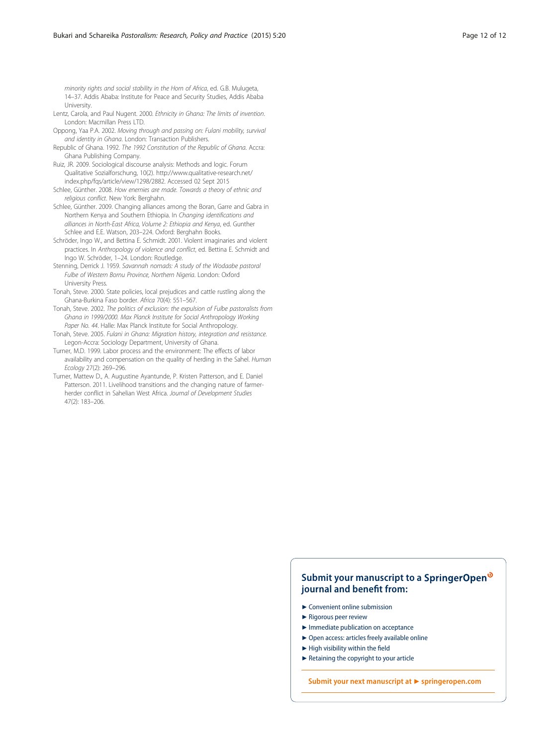*minority rights and social stability in the Horn of Africa*, ed. G.B. Mulugeta, 14–37. Addis Ababa: Institute for Peace and Security Studies, Addis Ababa University.

Lentz, Carola, and Paul Nugent. 2000. *Ethnicity in Ghana: The limits of invention*. London: Macmillan Press LTD.

Oppong, Yaa P.A. 2002. *Moving through and passing on: Fulani mobility, survival and identity in Ghana*. London: Transaction Publishers.

Republic of Ghana. 1992. *The 1992 Constitution of the Republic of Ghana*. Accra: Ghana Publishing Company.

Ruiz, JR. 2009. Sociological discourse analysis: Methods and logic. Forum Qualitative Sozialforschung, 10(2). http://www.qualitative-research.net/index.php/fqs/article/view/1298/2882. Accessed 02 Sept 2015

Schlee, Günther. 2008. *How enemies are made. Towards a theory of ethnic and religious conflict*. New York: Berghahn.

Schlee, Günther. 2009. Changing alliances among the Boran, Garre and Gabra in Northern Kenya and Southern Ethiopia. In *Changing identifications and alliances in North-East Africa, Volume 2: Ethiopia and Kenya*, ed. Gunther Schlee and E.E. Watson, 203–224. Oxford: Berghahn Books.

Schröder, Ingo W., and Bettina E. Schmidt. 2001. Violent imaginaries and violent practices. In *Anthropology of violence and conflict*, ed. Bettina E. Schmidt and Ingo W. Schröder, 1–24. London: Routledge.

Stenning, Derrick J. 1959. *Savannah nomads: A study of the Wodaabe pastoral Fulbe of Western Bornu Province, Northern Nigeria*. London: Oxford University Press.

Tonah, Steve. 2000. State policies, local prejudices and cattle rustling along the Ghana-Burkina Faso border. *Africa* 70(4): 551–567.

Tonah, Steve. 2002. *The politics of exclusion: the expulsion of Fulbe pastoralists from Ghana in 1999/2000. Max Planck Institute for Social Anthropology Working Paper No. 44*. Halle: Max Planck Institute for Social Anthropology.

Tonah, Steve. 2005. *Fulani in Ghana: Migration history, integration and resistance*. Legon-Accra: Sociology Department, University of Ghana.

Turner, M.D. 1999. Labor process and the environment: The effects of labor availability and compensation on the quality of herding in the Sahel. *Human Ecology* 27(2): 269–296.

Turner, Mattew D., A. Augustine Ayantunde, P. Kristen Patterson, and E. Daniel Patterson. 2011. Livelihood transitions and the changing nature of farmer-herder conflict in Sahelian West Africa. *Journal of Development Studies* 47(2): 183–206.

**Submit your manuscript to a SpringerOpen journal and benefit from:**

- ► Convenient online submission
- ► Rigorous peer review
- ► Immediate publication on acceptance
- ► Open access: articles freely available online
- ► High visibility within the field
- ► Retaining the copyright to your article

**Submit your next manuscript at ► springeropen.com**